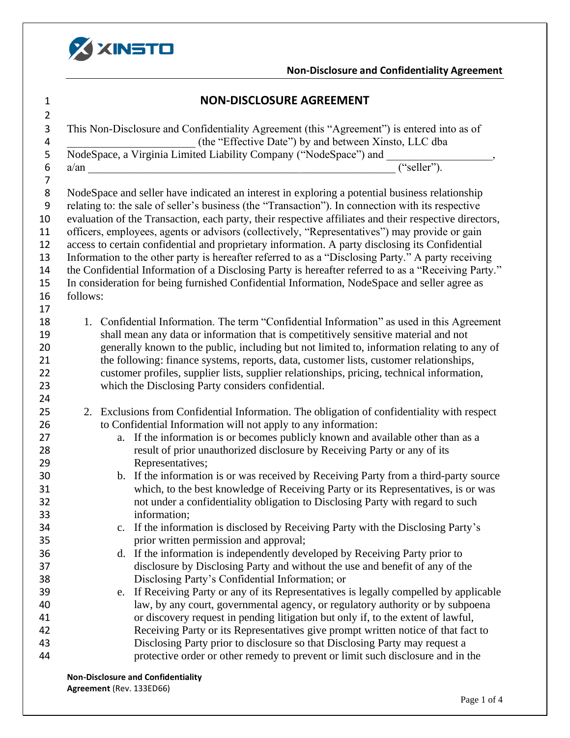# NON-DISCLOSURE AGREEMENT

This Non-Disclosure and Confidentiality Agreement (this "Agreement") is entered into as of ______________________ (the "Effective Date") by and between Xinsto, LLC dba NodeSpace, a Virginia Limited Liability Company ("NodeSpace") and __________________, a/an ________________________________________________________ ("seller").

NodeSpace and seller have indicated an interest in exploring a potential business relationship relating to: the sale of seller's business (the "Transaction"). In connection with its respective evaluation of the Transaction, each party, their respective affiliates and their respective directors, officers, employees, agents or advisors (collectively, "Representatives") may provide or gain access to certain confidential and proprietary information. A party disclosing its Confidential Information to the other party is hereafter referred to as a "Disclosing Party." A party receiving the Confidential Information of a Disclosing Party is hereafter referred to as a "Receiving Party." In consideration for being furnished Confidential Information, NodeSpace and seller agree as follows:

1. Confidential Information. The term "Confidential Information" as used in this Agreement shall mean any data or information that is competitively sensitive material and not generally known to the public, including but not limited to, information relating to any of the following: finance systems, reports, data, customer lists, customer relationships, customer profiles, supplier lists, supplier relationships, pricing, technical information, which the Disclosing Party considers confidential.

2. Exclusions from Confidential Information. The obligation of confidentiality with respect to Confidential Information will not apply to any information:
   a. If the information is or becomes publicly known and available other than as a result of prior unauthorized disclosure by Receiving Party or any of its Representatives;
   b. If the information is or was received by Receiving Party from a third-party source which, to the best knowledge of Receiving Party or its Representatives, is or was not under a confidentiality obligation to Disclosing Party with regard to such information;
   c. If the information is disclosed by Receiving Party with the Disclosing Party's prior written permission and approval;
   d. If the information is independently developed by Receiving Party prior to disclosure by Disclosing Party and without the use and benefit of any of the Disclosing Party's Confidential Information; or
   e. If Receiving Party or any of its Representatives is legally compelled by applicable law, by any court, governmental agency, or regulatory authority or by subpoena or discovery request in pending litigation but only if, to the extent of lawful, Receiving Party or its Representatives give prompt written notice of that fact to Disclosing Party prior to disclosure so that Disclosing Party may request a protective order or other remedy to prevent or limit such disclosure and in the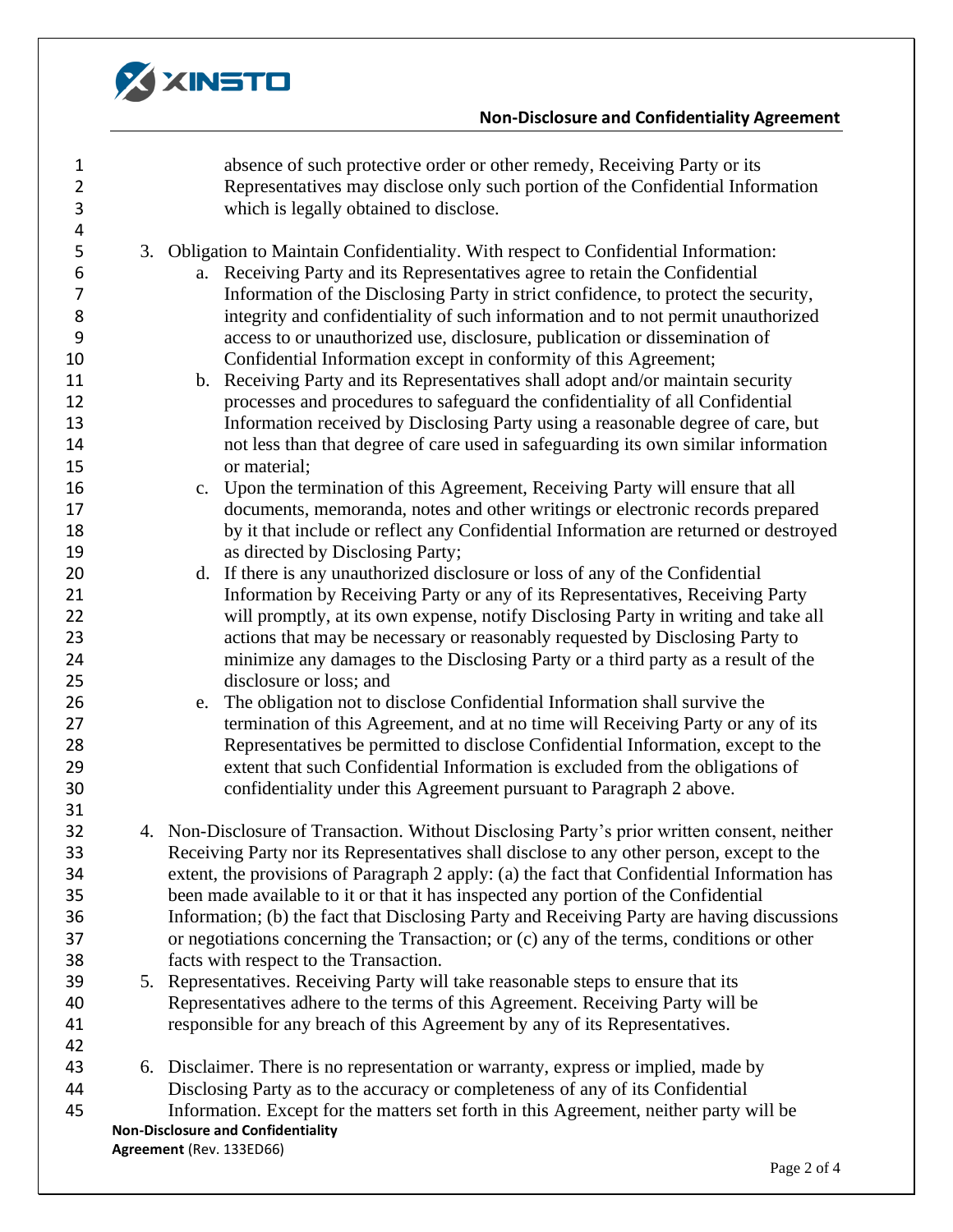absence of such protective order or other remedy, Receiving Party or its Representatives may disclose only such portion of the Confidential Information which is legally obtained to disclose.

3. Obligation to Maintain Confidentiality. With respect to Confidential Information:
   a. Receiving Party and its Representatives agree to retain the Confidential Information of the Disclosing Party in strict confidence, to protect the security, integrity and confidentiality of such information and to not permit unauthorized access to or unauthorized use, disclosure, publication or dissemination of Confidential Information except in conformity of this Agreement;
   b. Receiving Party and its Representatives shall adopt and/or maintain security processes and procedures to safeguard the confidentiality of all Confidential Information received by Disclosing Party using a reasonable degree of care, but not less than that degree of care used in safeguarding its own similar information or material;
   c. Upon the termination of this Agreement, Receiving Party will ensure that all documents, memoranda, notes and other writings or electronic records prepared by it that include or reflect any Confidential Information are returned or destroyed as directed by Disclosing Party;
   d. If there is any unauthorized disclosure or loss of any of the Confidential Information by Receiving Party or any of its Representatives, Receiving Party will promptly, at its own expense, notify Disclosing Party in writing and take all actions that may be necessary or reasonably requested by Disclosing Party to minimize any damages to the Disclosing Party or a third party as a result of the disclosure or loss; and
   e. The obligation not to disclose Confidential Information shall survive the termination of this Agreement, and at no time will Receiving Party or any of its Representatives be permitted to disclose Confidential Information, except to the extent that such Confidential Information is excluded from the obligations of confidentiality under this Agreement pursuant to Paragraph 2 above.

4. Non-Disclosure of Transaction. Without Disclosing Party's prior written consent, neither Receiving Party nor its Representatives shall disclose to any other person, except to the extent, the provisions of Paragraph 2 apply: (a) the fact that Confidential Information has been made available to it or that it has inspected any portion of the Confidential Information; (b) the fact that Disclosing Party and Receiving Party are having discussions or negotiations concerning the Transaction; or (c) any of the terms, conditions or other facts with respect to the Transaction.
5. Representatives. Receiving Party will take reasonable steps to ensure that its Representatives adhere to the terms of this Agreement. Receiving Party will be responsible for any breach of this Agreement by any of its Representatives.

6. Disclaimer. There is no representation or warranty, express or implied, made by Disclosing Party as to the accuracy or completeness of any of its Confidential Information. Except for the matters set forth in this Agreement, neither party will be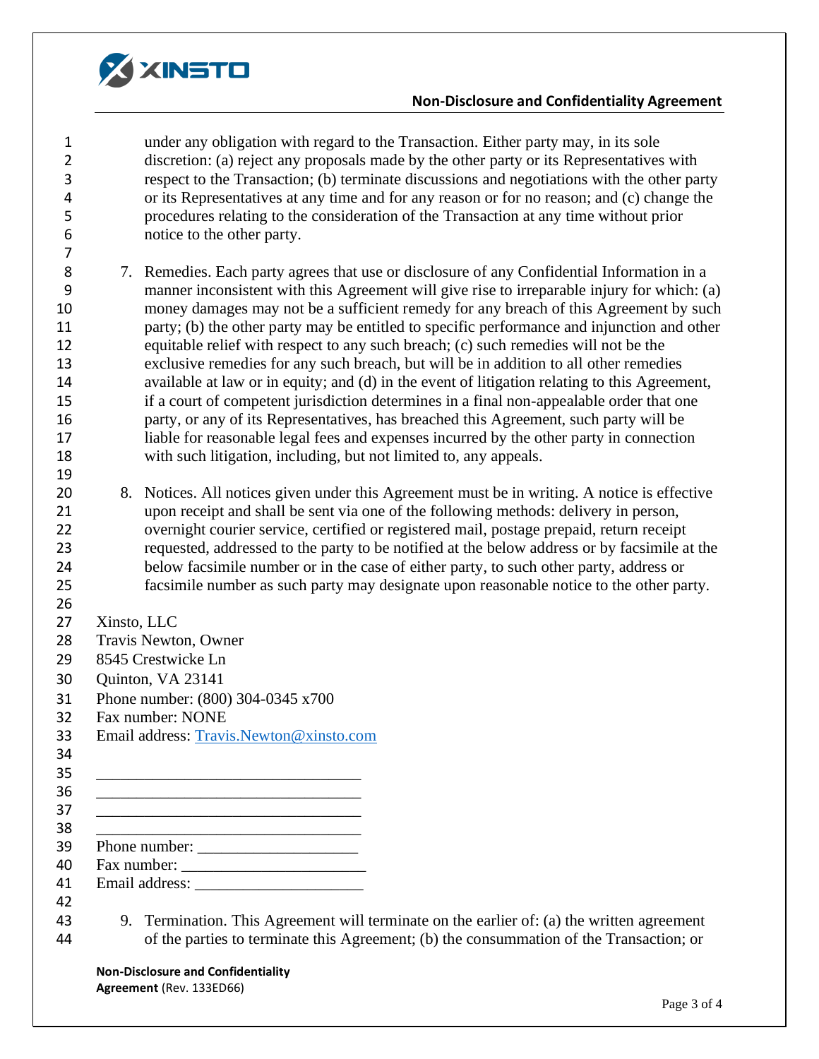under any obligation with regard to the Transaction. Either party may, in its sole discretion: (a) reject any proposals made by the other party or its Representatives with respect to the Transaction; (b) terminate discussions and negotiations with the other party or its Representatives at any time and for any reason or for no reason; and (c) change the procedures relating to the consideration of the Transaction at any time without prior notice to the other party.

7. Remedies. Each party agrees that use or disclosure of any Confidential Information in a manner inconsistent with this Agreement will give rise to irreparable injury for which: (a) money damages may not be a sufficient remedy for any breach of this Agreement by such party; (b) the other party may be entitled to specific performance and injunction and other equitable relief with respect to any such breach; (c) such remedies will not be the exclusive remedies for any such breach, but will be in addition to all other remedies available at law or in equity; and (d) in the event of litigation relating to this Agreement, if a court of competent jurisdiction determines in a final non-appealable order that one party, or any of its Representatives, has breached this Agreement, such party will be liable for reasonable legal fees and expenses incurred by the other party in connection with such litigation, including, but not limited to, any appeals.

8. Notices. All notices given under this Agreement must be in writing. A notice is effective upon receipt and shall be sent via one of the following methods: delivery in person, overnight courier service, certified or registered mail, postage prepaid, return receipt requested, addressed to the party to be notified at the below address or by facsimile at the below facsimile number or in the case of either party, to such other party, address or facsimile number as such party may designate upon reasonable notice to the other party.

Xinsto, LLC
Travis Newton, Owner
8545 Crestwicke Ln
Quinton, VA 23141
Phone number: (800) 304-0345 x700
Fax number: NONE
Email address: Travis.Newton@xinsto.com

________________________________
________________________________
________________________________
________________________________
Phone number: ____________________
Fax number: ______________________
Email address: _____________________

9. Termination. This Agreement will terminate on the earlier of: (a) the written agreement of the parties to terminate this Agreement; (b) the consummation of the Transaction; or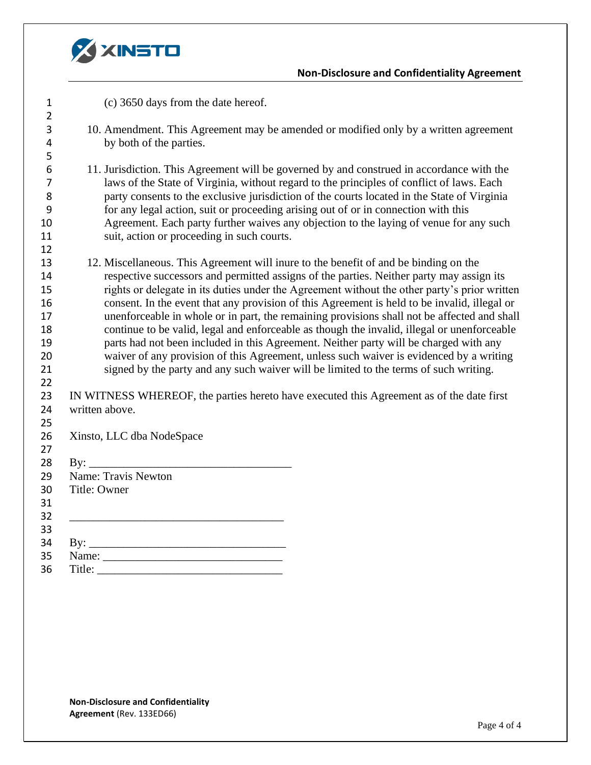(c) 3650 days from the date hereof.

10. Amendment. This Agreement may be amended or modified only by a written agreement by both of the parties.

11. Jurisdiction. This Agreement will be governed by and construed in accordance with the laws of the State of Virginia, without regard to the principles of conflict of laws. Each party consents to the exclusive jurisdiction of the courts located in the State of Virginia for any legal action, suit or proceeding arising out of or in connection with this Agreement. Each party further waives any objection to the laying of venue for any such suit, action or proceeding in such courts.

12. Miscellaneous. This Agreement will inure to the benefit of and be binding on the respective successors and permitted assigns of the parties. Neither party may assign its rights or delegate in its duties under the Agreement without the other party's prior written consent. In the event that any provision of this Agreement is held to be invalid, illegal or unenforceable in whole or in part, the remaining provisions shall not be affected and shall continue to be valid, legal and enforceable as though the invalid, illegal or unenforceable parts had not been included in this Agreement. Neither party will be charged with any waiver of any provision of this Agreement, unless such waiver is evidenced by a writing signed by the party and any such waiver will be limited to the terms of such writing.

IN WITNESS WHEREOF, the parties hereto have executed this Agreement as of the date first written above.

Xinsto, LLC dba NodeSpace

By: ___________________________________
Name: Travis Newton
Title: Owner

_____________________________________

By: __________________________________
Name: _______________________________
Title: ________________________________